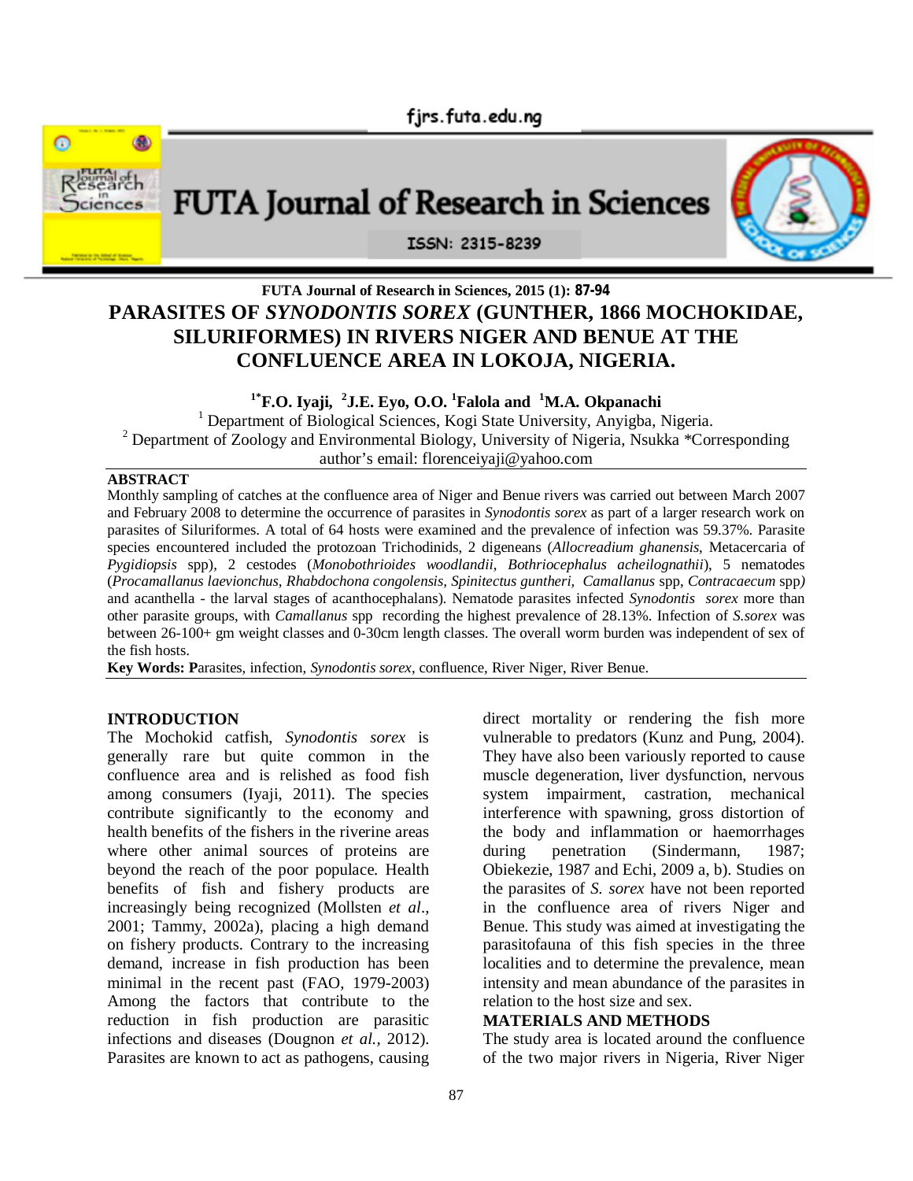# PARASITES OF *SYNODONTIS SOREX* (GUNTHER, 1866 MOCHOKIDAE, SILURIFORMES) IN RIVERS NIGER AND BENUE AT THE CONFLUENCE AREA IN LOKOJA, NIGERIA.

**[1*]F.O. Iyaji, [2]J.E. Eyo, O.O. [1]Falola and [1]M.A. Okpanachi**

[1] Department of Biological Sciences, Kogi State University, Anyigba, Nigeria.
[2] Department of Zoology and Environmental Biology, University of Nigeria, Nsukka *Corresponding author's email: florenceiyaji@yahoo.com

## ABSTRACT

Monthly sampling of catches at the confluence area of Niger and Benue rivers was carried out between March 2007 and February 2008 to determine the occurrence of parasites in *Synodontis sorex* as part of a larger research work on parasites of Siluriformes. A total of 64 hosts were examined and the prevalence of infection was 59.37%. Parasite species encountered included the protozoan Trichodinids, 2 digeneans (*Allocreadium ghanensis*, Metacercaria of *Pygidiopsis* spp), 2 cestodes (*Monobothrioides woodlandii*, *Bothriocephalus acheilognathii*), 5 nematodes (*Procamallanus laevionchus, Rhabdochona congolensis, Spinitectus guntheri, Camallanus* spp, *Contracaecum* spp*)* and acanthella - the larval stages of acanthocephalans). Nematode parasites infected *Synodontis sorex* more than other parasite groups, with *Camallanus* spp recording the highest prevalence of 28.13%. Infection of *S.sorex* was between 26-100+ gm weight classes and 0-30cm length classes. The overall worm burden was independent of sex of the fish hosts.

**Key Words: P**arasites, infection, *Synodontis sorex*, confluence, River Niger, River Benue.

## INTRODUCTION

The Mochokid catfish, *Synodontis sorex* is generally rare but quite common in the confluence area and is relished as food fish among consumers (Iyaji, 2011). The species contribute significantly to the economy and health benefits of the fishers in the riverine areas where other animal sources of proteins are beyond the reach of the poor populace. Health benefits of fish and fishery products are increasingly being recognized (Mollsten *et al*., 2001; Tammy, 2002a), placing a high demand on fishery products. Contrary to the increasing demand, increase in fish production has been minimal in the recent past (FAO, 1979-2003) Among the factors that contribute to the reduction in fish production are parasitic infections and diseases (Dougnon *et al.*, 2012). Parasites are known to act as pathogens, causing direct mortality or rendering the fish more vulnerable to predators (Kunz and Pung, 2004). They have also been variously reported to cause muscle degeneration, liver dysfunction, nervous system impairment, castration, mechanical interference with spawning, gross distortion of the body and inflammation or haemorrhages during penetration (Sindermann, 1987; Obiekezie, 1987 and Echi, 2009 a, b). Studies on the parasites of *S. sorex* have not been reported in the confluence area of rivers Niger and Benue. This study was aimed at investigating the parasitofauna of this fish species in the three localities and to determine the prevalence, mean intensity and mean abundance of the parasites in relation to the host size and sex.

## MATERIALS AND METHODS

The study area is located around the confluence of the two major rivers in Nigeria, River Niger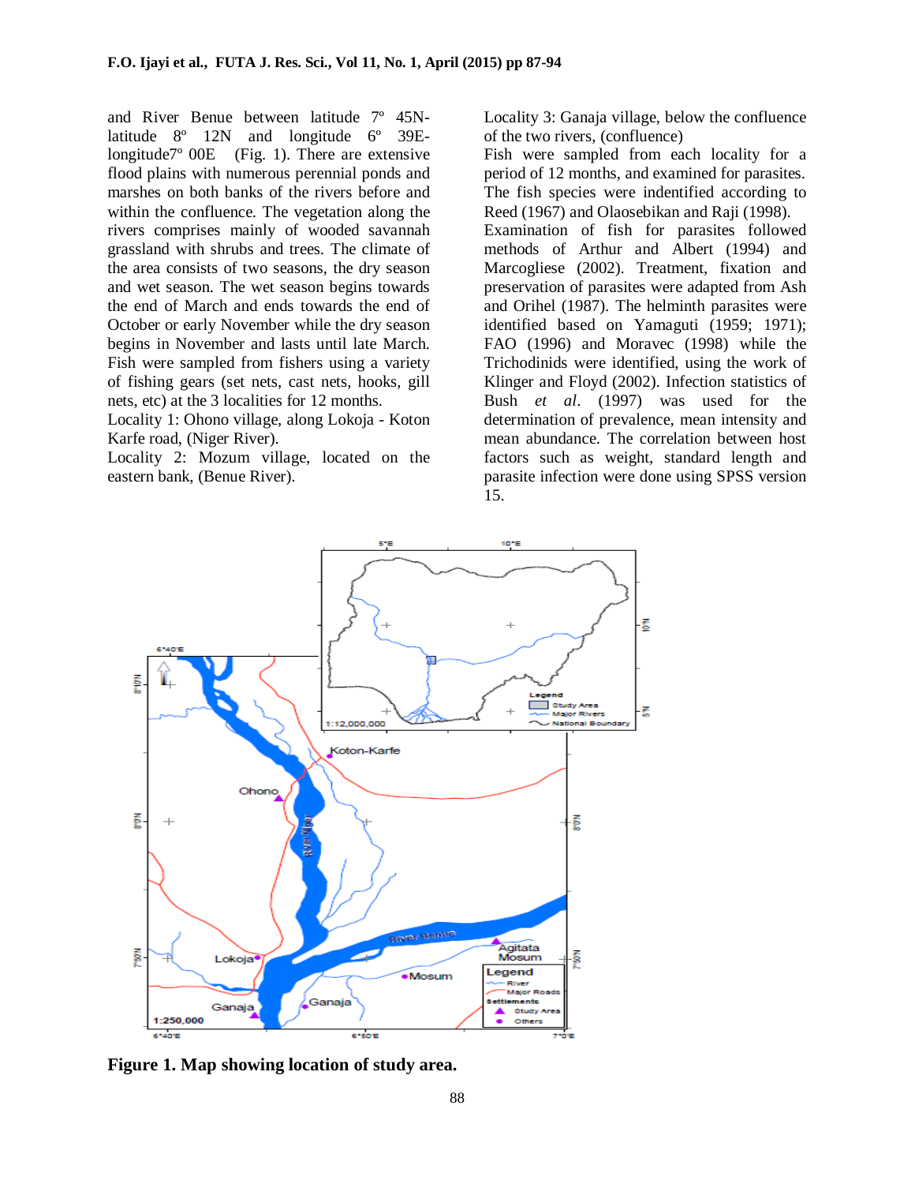and River Benue between latitude 7º 45N-latitude 8º 12N and longitude 6º 39E-longitude7º 00E (Fig. 1). There are extensive flood plains with numerous perennial ponds and marshes on both banks of the rivers before and within the confluence. The vegetation along the rivers comprises mainly of wooded savannah grassland with shrubs and trees. The climate of the area consists of two seasons, the dry season and wet season. The wet season begins towards the end of March and ends towards the end of October or early November while the dry season begins in November and lasts until late March. Fish were sampled from fishers using a variety of fishing gears (set nets, cast nets, hooks, gill nets, etc) at the 3 localities for 12 months.

Locality 1: Ohono village, along Lokoja - Koton Karfe road, (Niger River).

Locality 2: Mozum village, located on the eastern bank, (Benue River).

Locality 3: Ganaja village, below the confluence of the two rivers, (confluence)

Fish were sampled from each locality for a period of 12 months, and examined for parasites. The fish species were indentified according to Reed (1967) and Olaosebikan and Raji (1998). Examination of fish for parasites followed methods of Arthur and Albert (1994) and Marcogliese (2002). Treatment, fixation and preservation of parasites were adapted from Ash and Orihel (1987). The helminth parasites were identified based on Yamaguti (1959; 1971); FAO (1996) and Moravec (1998) while the Trichodinids were identified, using the work of Klinger and Floyd (2002). Infection statistics of Bush *et al*. (1997) was used for the determination of prevalence, mean intensity and mean abundance. The correlation between host factors such as weight, standard length and parasite infection were done using SPSS version 15.

**Figure 1. Map showing location of study area.**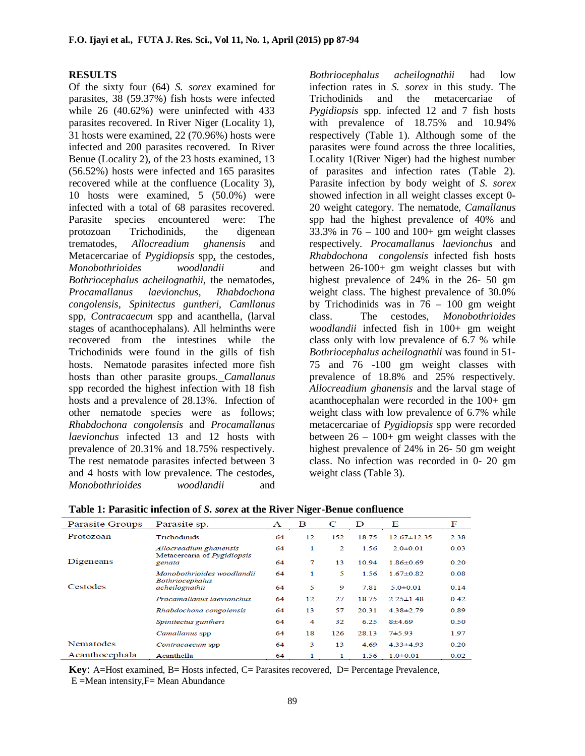## RESULTS

Of the sixty four (64) *S. sorex* examined for parasites, 38 (59.37%) fish hosts were infected while 26 (40.62%) were uninfected with 433 parasites recovered. In River Niger (Locality 1), 31 hosts were examined, 22 (70.96%) hosts were infected and 200 parasites recovered. In River Benue (Locality 2), of the 23 hosts examined, 13 (56.52%) hosts were infected and 165 parasites recovered while at the confluence (Locality 3), 10 hosts were examined, 5 (50.0%) were infected with a total of 68 parasites recovered. Parasite species encountered were: The protozoan Trichodinids, the digenean trematodes, *Allocreadium ghanensis* and Metacercariae of *Pygidiopsis* spp, the cestodes, *Monobothrioides woodlandii* and *Bothriocephalus acheilognathii*, the nematodes, *Procamallanus laevionchus, Rhabdochona congolensis, Spinitectus guntheri, Camllanus* spp, *Contracaecum* spp and acanthella, (larval stages of acanthocephalans). All helminths were recovered from the intestines while the Trichodinids were found in the gills of fish hosts. Nematode parasites infected more fish hosts than other parasite groups. *Camallanus* spp recorded the highest infection with 18 fish hosts and a prevalence of 28.13%. Infection of other nematode species were as follows; *Rhabdochona congolensis* and *Procamallanus laevionchus* infected 13 and 12 hosts with prevalence of 20.31% and 18.75% respectively. The rest nematode parasites infected between 3 and 4 hosts with low prevalence. The cestodes, *Monobothrioides woodlandii* and *Bothriocephalus acheilognathii* had low infection rates in *S. sorex* in this study. The Trichodinids and the metacercariae of *Pygidiopsis* spp. infected 12 and 7 fish hosts with prevalence of 18.75% and 10.94% respectively (Table 1). Although some of the parasites were found across the three localities, Locality 1(River Niger) had the highest number of parasites and infection rates (Table 2). Parasite infection by body weight of *S. sorex* showed infection in all weight classes except 0-20 weight category. The nematode, *Camallanus* spp had the highest prevalence of 40% and 33.3% in 76 – 100 and 100+ gm weight classes respectively. *Procamallanus laevionchus* and *Rhabdochona congolensis* infected fish hosts between 26-100+ gm weight classes but with highest prevalence of 24% in the 26- 50 gm weight class. The highest prevalence of 30.0% by Trichodinids was in 76 – 100 gm weight class. The cestodes, *Monobothrioides woodlandii* infected fish in 100+ gm weight class only with low prevalence of 6.7 % while *Bothriocephalus acheilognathii* was found in 51-75 and 76 -100 gm weight classes with prevalence of 18.8% and 25% respectively. *Allocreadium ghanensis* and the larval stage of acanthocephalan were recorded in the 100+ gm weight class with low prevalence of 6.7% while metacercariae of *Pygidiopsis* spp were recorded between 26 – 100+ gm weight classes with the highest prevalence of 24% in 26- 50 gm weight class. No infection was recorded in 0- 20 gm weight class (Table 3).

**Table 1: Parasitic infection of *S. sorex* at the River Niger-Benue confluence**

| Parasite Groups | Parasite sp. | A | B | C | D | E | F |
|---|---|---|---|---|---|---|---|
| Protozoan | Trichodinids | 64 | 12 | 152 | 18.75 | 12.67±12.35 | 2.38 |
| Digeneans | *Allocreadium ghanensis* | 64 | 1 | 2 | 1.56 | 2.0±0.01 | 0.03 |
| | Metacercaria of *Pygidiopsis genata* | 64 | 7 | 13 | 10.94 | 1.86±0.69 | 0.20 |
| Cestodes | *Monobothrioides woodlandii* | 64 | 1 | 5 | 1.56 | 1.67±0.82 | 0.08 |
| | *Bothriocephalus acheilognathii* | 64 | 5 | 9 | 7.81 | 5.0±0.01 | 0.14 |
| Nematodes | *Procamallanus laevionchus* | 64 | 12 | 27 | 18.75 | 2.25±1.48 | 0.42 |
| | *Rhabdochona congolensis* | 64 | 13 | 57 | 20.31 | 4.38±2.79 | 0.89 |
| | *Spinitectus guntheri* | 64 | 4 | 32 | 6.25 | 8±4.69 | 0.50 |
| | *Camallanus* spp | 64 | 18 | 126 | 28.13 | 7±5.93 | 1.97 |
| | *Contracaecum* spp | 64 | 3 | 13 | 4.69 | 4.33±4.93 | 0.20 |
| Acanthocephala | Acanthella | 64 | 1 | 1 | 1.56 | 1.0±0.01 | 0.02 |

**Key**: A=Host examined, B= Hosts infected, C= Parasites recovered, D= Percentage Prevalence, E =Mean intensity,F= Mean Abundance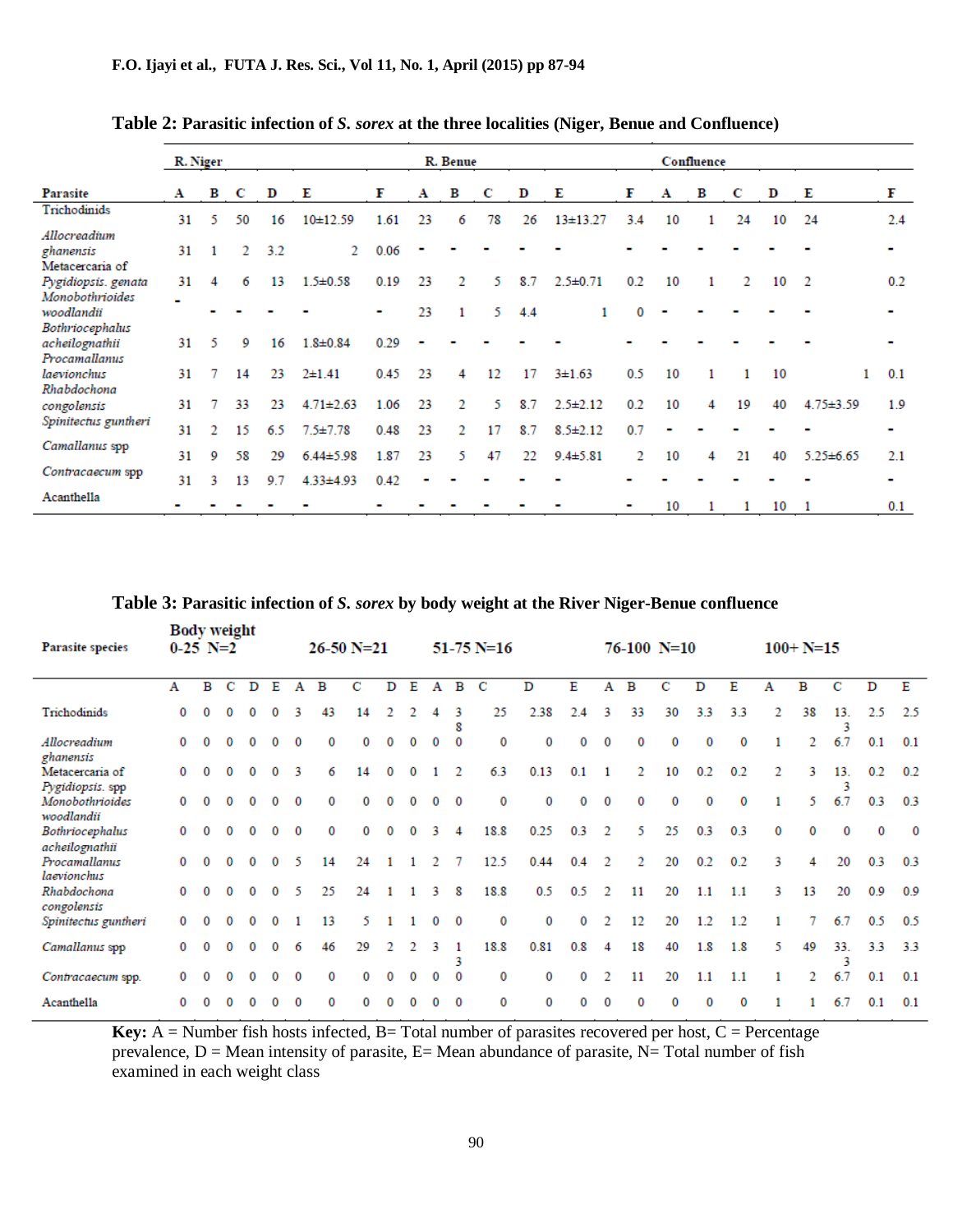**Table 2: Parasitic infection of *S. sorex* at the three localities (Niger, Benue and Confluence)**

| | R. Niger | | | | | | R. Benue | | | | | | Confluence | | | | | |
|---|---|---|---|---|---|---|---|---|---|---|---|---|---|---|---|---|---|---|
| **Parasite** | **A** | **B** | **C** | **D** | **E** | **F** | **A** | **B** | **C** | **D** | **E** | **F** | **A** | **B** | **C** | **D** | **E** | **F** |
| Trichodinids | 31 | 5 | 50 | 16 | 10±12.59 | 1.61 | 23 | 6 | 78 | 26 | 13±13.27 | 3.4 | 10 | 1 | 24 | 10 | 24 | 2.4 |
| *Allocreadium ghanensis* | 31 | 1 | 2 | 3.2 | 2 | 0.06 | - | - | - | - | - | - | - | - | - | - | - | - |
| Metacercaria of *Pygidiopsis. genata* | 31 | 4 | 6 | 13 | 1.5±0.58 | 0.19 | 23 | 2 | 5 | 8.7 | 2.5±0.71 | 0.2 | 10 | 1 | 2 | 10 | 2 | 0.2 |
| *Monobothrioides woodlandii* | - | - | - | - | - | - | 23 | 1 | 5 | 4.4 | 1 | 0 | - | - | - | - | - | - |
| *Bothriocephalus acheilognathii* | 31 | 5 | 9 | 16 | 1.8±0.84 | 0.29 | - | - | - | - | - | - | - | - | - | - | - | - |
| *Procamallanus laevionchus* | 31 | 7 | 14 | 23 | 2±1.41 | 0.45 | 23 | 4 | 12 | 17 | 3±1.63 | 0.5 | 10 | 1 | 1 | 10 | 1 | 0.1 |
| *Rhabdochona congolensis* | 31 | 7 | 33 | 23 | 4.71±2.63 | 1.06 | 23 | 2 | 5 | 8.7 | 2.5±2.12 | 0.2 | 10 | 4 | 19 | 40 | 4.75±3.59 | 1.9 |
| *Spinitectus guntheri* | 31 | 2 | 15 | 6.5 | 7.5±7.78 | 0.48 | 23 | 2 | 17 | 8.7 | 8.5±2.12 | 0.7 | - | - | - | - | - | - |
| *Camallanus spp* | 31 | 9 | 58 | 29 | 6.44±5.98 | 1.87 | 23 | 5 | 47 | 22 | 9.4±5.81 | 2 | 10 | 4 | 21 | 40 | 5.25±6.65 | 2.1 |
| *Contracaecum spp* | 31 | 3 | 13 | 9.7 | 4.33±4.93 | 0.42 | - | - | - | - | - | - | - | - | - | - | - | - |
| Acanthella | - | - | - | - | - | - | - | - | - | - | - | - | 10 | 1 | 1 | 10 | 1 | 0.1 |

**Table 3: Parasitic infection of *S. sorex* by body weight at the River Niger-Benue confluence**

| Parasite species | Body weight 0-25 N=2 | | | | | 26-50 N=21 | | | | | 51-75 N=16 | | | | | 76-100 N=10 | | | | | 100+ N=15 | | | | |
|---|---|---|---|---|---|---|---|---|---|---|---|---|---|---|---|---|---|---|---|---|---|---|---|---|---|
| | A | B | C | D | E | A | B | C | D | E | A | B | C | D | E | A | B | C | D | E | A | B | C | D | E |
| Trichodinids | 0 | 0 | 0 | 0 | 0 | 3 | 43 | 14 | 2 | 2 | 4 | 38 | 25 | 2.38 | 2.4 | 3 | 33 | 30 | 3.3 | 3.3 | 2 | 38 | 13.3 | 2.5 | 2.5 |
| *Allocreadium ghanensis* | 0 | 0 | 0 | 0 | 0 | 0 | 0 | 0 | 0 | 0 | 0 | 0 | 0 | 0 | 0 | 0 | 0 | 0 | 0 | 0 | 1 | 2 | 6.7 | 0.1 | 0.1 |
| Metacercaria of *Pygidiopsis. spp* | 0 | 0 | 0 | 0 | 0 | 3 | 6 | 14 | 0 | 0 | 1 | 2 | 6.3 | 0.13 | 0.1 | 1 | 2 | 10 | 0.2 | 0.2 | 2 | 3 | 13.3 | 0.2 | 0.2 |
| *Monobothrioides woodlandii* | 0 | 0 | 0 | 0 | 0 | 0 | 0 | 0 | 0 | 0 | 0 | 0 | 0 | 0 | 0 | 0 | 0 | 0 | 0 | 0 | 1 | 5 | 6.7 | 0.3 | 0.3 |
| *Bothriocephalus acheilognathii* | 0 | 0 | 0 | 0 | 0 | 0 | 0 | 0 | 0 | 0 | 3 | 4 | 18.8 | 0.25 | 0.3 | 2 | 5 | 25 | 0.3 | 0.3 | 0 | 0 | 0 | 0 | 0 |
| *Procamallanus laevionchus* | 0 | 0 | 0 | 0 | 0 | 5 | 14 | 24 | 1 | 1 | 2 | 7 | 12.5 | 0.44 | 0.4 | 2 | 2 | 20 | 0.2 | 0.2 | 3 | 4 | 20 | 0.3 | 0.3 |
| *Rhabdochona congolensis* | 0 | 0 | 0 | 0 | 0 | 5 | 25 | 24 | 1 | 1 | 3 | 8 | 18.8 | 0.5 | 0.5 | 2 | 11 | 20 | 1.1 | 1.1 | 3 | 13 | 20 | 0.9 | 0.9 |
| *Spinitectus guntheri* | 0 | 0 | 0 | 0 | 0 | 1 | 13 | 5 | 1 | 1 | 0 | 0 | 0 | 0 | 0 | 2 | 12 | 20 | 1.2 | 1.2 | 1 | 7 | 6.7 | 0.5 | 0.5 |
| *Camallanus spp* | 0 | 0 | 0 | 0 | 0 | 6 | 46 | 29 | 2 | 2 | 3 | 13 | 18.8 | 0.81 | 0.8 | 4 | 18 | 40 | 1.8 | 1.8 | 5 | 49 | 33.3 | 3.3 | 3.3 |
| *Contracaecum spp.* | 0 | 0 | 0 | 0 | 0 | 0 | 0 | 0 | 0 | 0 | 0 | 0 | 0 | 0 | 0 | 2 | 11 | 20 | 1.1 | 1.1 | 1 | 2 | 6.7 | 0.1 | 0.1 |
| Acanthella | 0 | 0 | 0 | 0 | 0 | 0 | 0 | 0 | 0 | 0 | 0 | 0 | 0 | 0 | 0 | 0 | 0 | 0 | 0 | 0 | 1 | 1 | 6.7 | 0.1 | 0.1 |

**Key:** A = Number fish hosts infected, B= Total number of parasites recovered per host, C = Percentage prevalence, D = Mean intensity of parasite, E= Mean abundance of parasite, N= Total number of fish examined in each weight class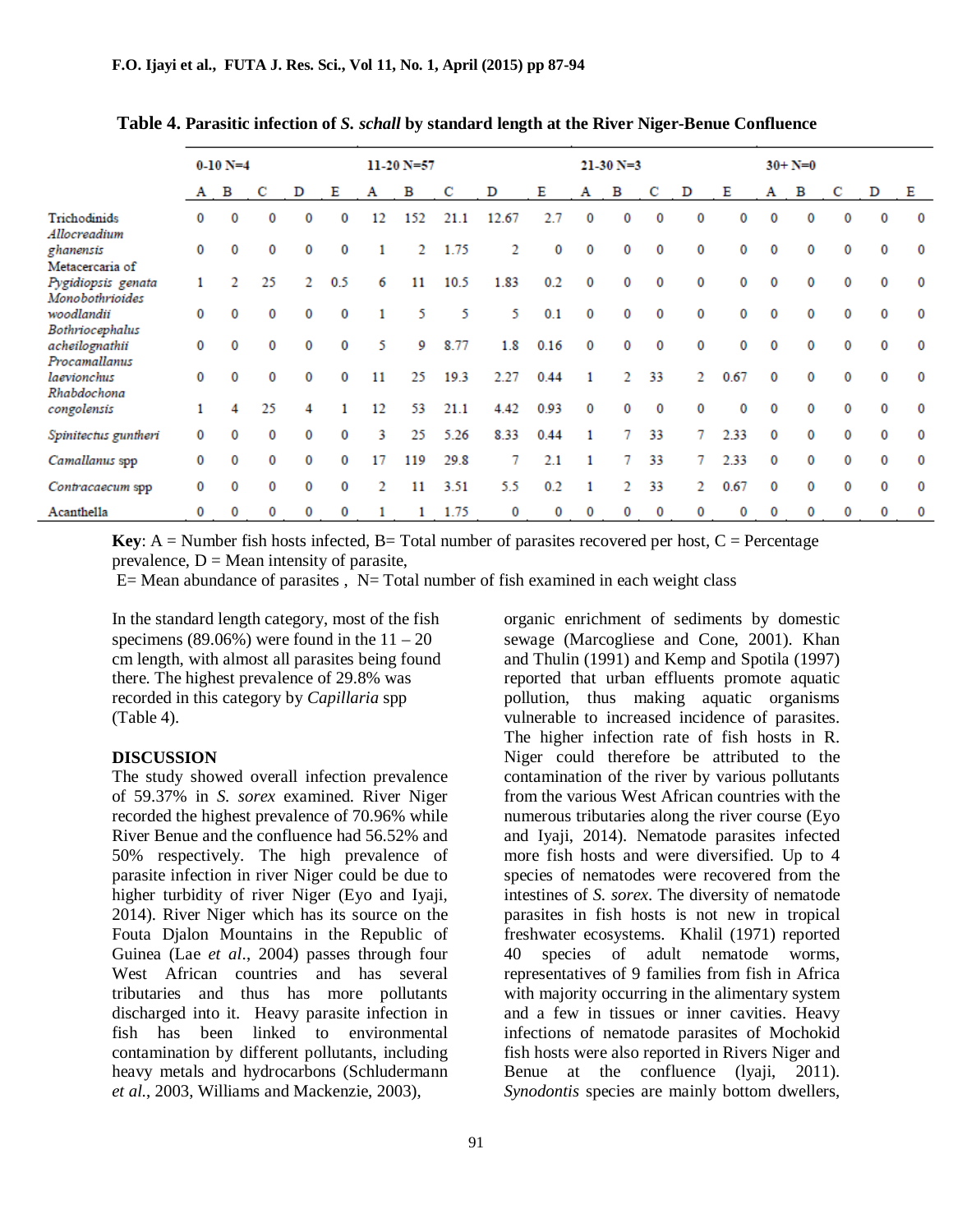**Table 4. Parasitic infection of *S. schall* by standard length at the River Niger-Benue Confluence**

| | 0-10 N=4 | | | | | 11-20 N=57 | | | | | 21-30 N=3 | | | | | 30+ N=0 | | | | |
|---|---|---|---|---|---|---|---|---|---|---|---|---|---|---|---|---|---|---|---|---|
| | A | B | C | D | E | A | B | C | D | E | A | B | C | D | E | A | B | C | D | E |
| Trichodinids | 0 | 0 | 0 | 0 | 0 | 12 | 152 | 21.1 | 12.67 | 2.7 | 0 | 0 | 0 | 0 | 0 | 0 | 0 | 0 | 0 | 0 |
| *Allocreadium ghanensis* | 0 | 0 | 0 | 0 | 0 | 1 | 2 | 1.75 | 2 | 0 | 0 | 0 | 0 | 0 | 0 | 0 | 0 | 0 | 0 | 0 |
| Metacercaria of *Pygidiopsis genata* | 1 | 2 | 25 | 2 | 0.5 | 6 | 11 | 10.5 | 1.83 | 0.2 | 0 | 0 | 0 | 0 | 0 | 0 | 0 | 0 | 0 | 0 |
| *Monobothrioides woodlandii* | 0 | 0 | 0 | 0 | 0 | 1 | 5 | 5 | 5 | 0.1 | 0 | 0 | 0 | 0 | 0 | 0 | 0 | 0 | 0 | 0 |
| *Bothriocephalus acheilognathii* | 0 | 0 | 0 | 0 | 0 | 5 | 9 | 8.77 | 1.8 | 0.16 | 0 | 0 | 0 | 0 | 0 | 0 | 0 | 0 | 0 | 0 |
| *Procamallanus laevionchus* | 0 | 0 | 0 | 0 | 0 | 11 | 25 | 19.3 | 2.27 | 0.44 | 1 | 2 | 33 | 2 | 0.67 | 0 | 0 | 0 | 0 | 0 |
| *Rhabdochona congolensis* | 1 | 4 | 25 | 4 | 1 | 12 | 53 | 21.1 | 4.42 | 0.93 | 0 | 0 | 0 | 0 | 0 | 0 | 0 | 0 | 0 | 0 |
| *Spinitectus guntheri* | 0 | 0 | 0 | 0 | 0 | 3 | 25 | 5.26 | 8.33 | 0.44 | 1 | 7 | 33 | 7 | 2.33 | 0 | 0 | 0 | 0 | 0 |
| *Camallanus* spp | 0 | 0 | 0 | 0 | 0 | 17 | 119 | 29.8 | 7 | 2.1 | 1 | 7 | 33 | 7 | 2.33 | 0 | 0 | 0 | 0 | 0 |
| *Contracaecum* spp | 0 | 0 | 0 | 0 | 0 | 2 | 11 | 3.51 | 5.5 | 0.2 | 1 | 2 | 33 | 2 | 0.67 | 0 | 0 | 0 | 0 | 0 |
| Acanthella | 0 | 0 | 0 | 0 | 0 | 1 | 1 | 1.75 | 0 | 0 | 0 | 0 | 0 | 0 | 0 | 0 | 0 | 0 | 0 | 0 |

**Key**: A = Number fish hosts infected, B= Total number of parasites recovered per host, C = Percentage prevalence, D = Mean intensity of parasite,
E= Mean abundance of parasites , N= Total number of fish examined in each weight class

In the standard length category, most of the fish specimens (89.06%) were found in the 11 – 20 cm length, with almost all parasites being found there. The highest prevalence of 29.8% was recorded in this category by *Capillaria* spp (Table 4).

## DISCUSSION

The study showed overall infection prevalence of 59.37% in *S. sorex* examined. River Niger recorded the highest prevalence of 70.96% while River Benue and the confluence had 56.52% and 50% respectively. The high prevalence of parasite infection in river Niger could be due to higher turbidity of river Niger (Eyo and Iyaji, 2014). River Niger which has its source on the Fouta Djalon Mountains in the Republic of Guinea (Lae *et al*., 2004) passes through four West African countries and has several tributaries and thus has more pollutants discharged into it. Heavy parasite infection in fish has been linked to environmental contamination by different pollutants, including heavy metals and hydrocarbons (Schludermann *et al.*, 2003, Williams and Mackenzie, 2003), organic enrichment of sediments by domestic sewage (Marcogliese and Cone, 2001). Khan and Thulin (1991) and Kemp and Spotila (1997) reported that urban effluents promote aquatic pollution, thus making aquatic organisms vulnerable to increased incidence of parasites. The higher infection rate of fish hosts in R. Niger could therefore be attributed to the contamination of the river by various pollutants from the various West African countries with the numerous tributaries along the river course (Eyo and Iyaji, 2014). Nematode parasites infected more fish hosts and were diversified. Up to 4 species of nematodes were recovered from the intestines of *S. sorex*. The diversity of nematode parasites in fish hosts is not new in tropical freshwater ecosystems. Khalil (1971) reported 40 species of adult nematode worms, representatives of 9 families from fish in Africa with majority occurring in the alimentary system and a few in tissues or inner cavities. Heavy infections of nematode parasites of Mochokid fish hosts were also reported in Rivers Niger and Benue at the confluence (Iyaji, 2011). *Synodontis* species are mainly bottom dwellers,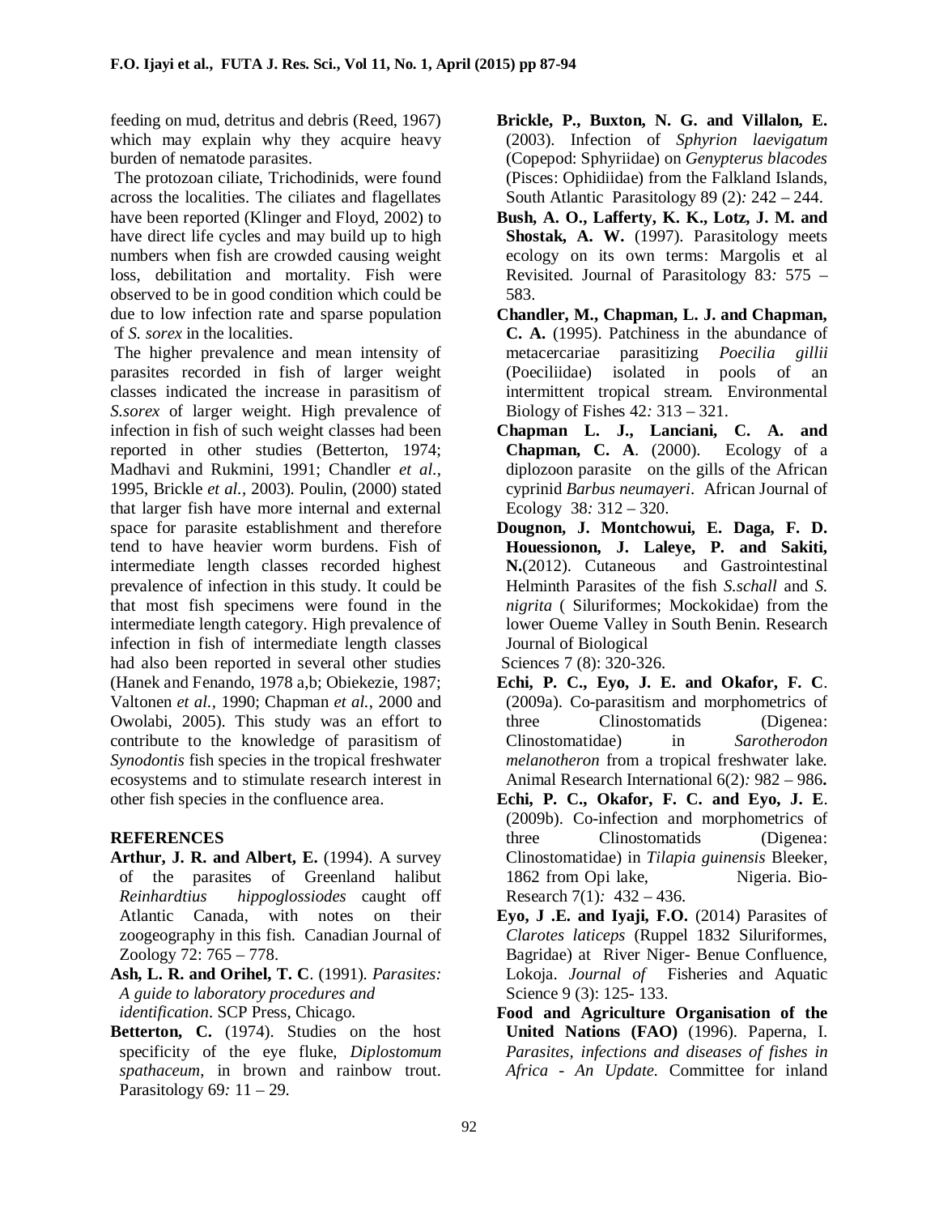feeding on mud, detritus and debris (Reed, 1967) which may explain why they acquire heavy burden of nematode parasites.

The protozoan ciliate, Trichodinids, were found across the localities. The ciliates and flagellates have been reported (Klinger and Floyd, 2002) to have direct life cycles and may build up to high numbers when fish are crowded causing weight loss, debilitation and mortality. Fish were observed to be in good condition which could be due to low infection rate and sparse population of *S. sorex* in the localities.

The higher prevalence and mean intensity of parasites recorded in fish of larger weight classes indicated the increase in parasitism of *S.sorex* of larger weight. High prevalence of infection in fish of such weight classes had been reported in other studies (Betterton, 1974; Madhavi and Rukmini, 1991; Chandler *et al.,* 1995, Brickle *et al.,* 2003). Poulin, (2000) stated that larger fish have more internal and external space for parasite establishment and therefore tend to have heavier worm burdens. Fish of intermediate length classes recorded highest prevalence of infection in this study. It could be that most fish specimens were found in the intermediate length category. High prevalence of infection in fish of intermediate length classes had also been reported in several other studies (Hanek and Fenando, 1978 a,b; Obiekezie, 1987; Valtonen *et al.,* 1990; Chapman *et al.,* 2000 and Owolabi, 2005). This study was an effort to contribute to the knowledge of parasitism of *Synodontis* fish species in the tropical freshwater ecosystems and to stimulate research interest in other fish species in the confluence area.

## REFERENCES

**Arthur, J. R. and Albert, E.** (1994). A survey of the parasites of Greenland halibut *Reinhardtius hippoglossiodes* caught off Atlantic Canada, with notes on their zoogeography in this fish. Canadian Journal of Zoology 72: 765 – 778.

**Ash, L. R. and Orihel, T. C**. (1991). *Parasites: A guide to laboratory procedures and identification*. SCP Press, Chicago.

**Betterton, C.** (1974). Studies on the host specificity of the eye fluke, *Diplostomum spathaceum*, in brown and rainbow trout. Parasitology 69*:* 11 – 29.

**Brickle, P., Buxton, N. G. and Villalon, E.** (2003). Infection of *Sphyrion laevigatum* (Copepod: Sphyriidae) on *Genypterus blacodes* (Pisces: Ophidiidae) from the Falkland Islands, South Atlantic Parasitology 89 (2)*:* 242 – 244.

**Bush, A. O., Lafferty, K. K., Lotz, J. M. and Shostak, A. W.** (1997). Parasitology meets ecology on its own terms: Margolis et al Revisited. Journal of Parasitology 83*:* 575 – 583.

**Chandler, M., Chapman, L. J. and Chapman, C. A.** (1995). Patchiness in the abundance of metacercariae parasitizing *Poecilia gillii* (Poeciliidae) isolated in pools of an intermittent tropical stream. Environmental Biology of Fishes 42*:* 313 – 321.

**Chapman L. J., Lanciani, C. A. and Chapman, C. A**. (2000). Ecology of a diplozoon parasite on the gills of the African cyprinid *Barbus neumayeri*. African Journal of Ecology 38*:* 312 – 320.

**Dougnon, J. Montchowui, E. Daga, F. D. Houessionon, J. Laleye, P. and Sakiti, N.**(2012). Cutaneous and Gastrointestinal Helminth Parasites of the fish *S.schall* and *S. nigrita* ( Siluriformes; Mockokidae) from the lower Oueme Valley in South Benin. Research Journal of Biological Sciences 7 (8): 320-326.

**Echi, P. C., Eyo, J. E. and Okafor, F. C**. (2009a). Co-parasitism and morphometrics of three Clinostomatids (Digenea: Clinostomatidae) in *Sarotherodon melanotheron* from a tropical freshwater lake. Animal Research International 6(2)*:* 982 – 986**.**

**Echi, P. C., Okafor, F. C. and Eyo, J. E**. (2009b). Co-infection and morphometrics of three Clinostomatids (Digenea: Clinostomatidae) in *Tilapia guinensis* Bleeker, 1862 from Opi lake, Nigeria. Bio-Research 7(1)*:* 432 – 436.

**Eyo, J .E. and Iyaji, F.O.** (2014) Parasites of *Clarotes laticeps* (Ruppel 1832 Siluriformes, Bagridae) at River Niger- Benue Confluence, Lokoja. *Journal of* Fisheries and Aquatic Science 9 (3): 125- 133.

**Food and Agriculture Organisation of the United Nations (FAO)** (1996). Paperna, I. *Parasites, infections and diseases of fishes in Africa - An Update.* Committee for inland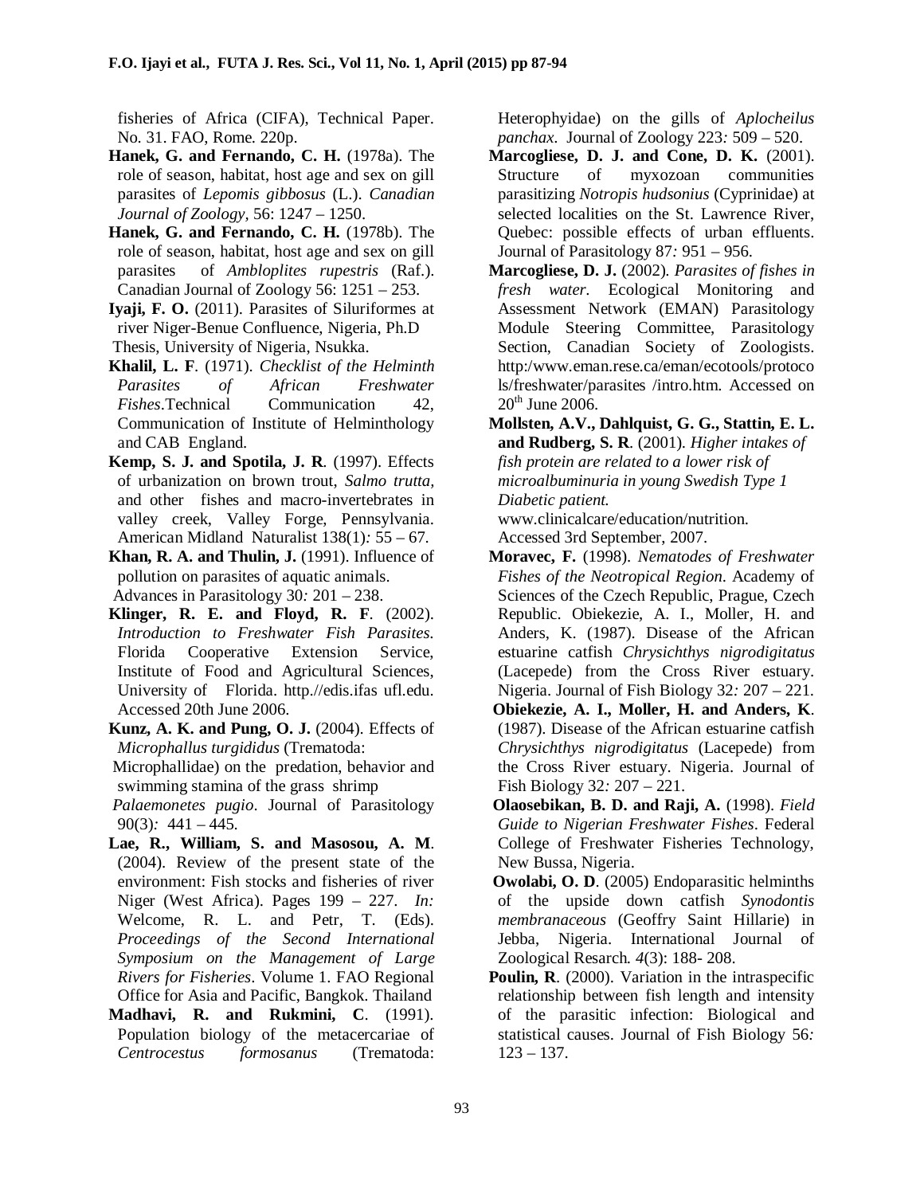fisheries of Africa (CIFA), Technical Paper. No. 31. FAO, Rome. 220p.

**Hanek, G. and Fernando, C. H.** (1978a). The role of season, habitat, host age and sex on gill parasites of *Lepomis gibbosus* (L.). *Canadian Journal of Zoology*, 56: 1247 – 1250.

**Hanek, G. and Fernando, C. H.** (1978b). The role of season, habitat, host age and sex on gill parasites of *Ambloplites rupestris* (Raf.). Canadian Journal of Zoology 56: 1251 – 253.

**Iyaji, F. O.** (2011). Parasites of Siluriformes at river Niger-Benue Confluence, Nigeria, Ph.D Thesis, University of Nigeria, Nsukka.

**Khalil, L. F**. (1971). *Checklist of the Helminth Parasites of African Freshwater Fishes*.Technical Communication 42, Communication of Institute of Helminthology and CAB England.

**Kemp, S. J. and Spotila, J. R**. (1997). Effects of urbanization on brown trout, *Salmo trutta,* and other fishes and macro-invertebrates in valley creek, Valley Forge, Pennsylvania. American Midland Naturalist 138(1)*:* 55 – 67.

**Khan, R. A. and Thulin, J.** (1991). Influence of pollution on parasites of aquatic animals. Advances in Parasitology 30*:* 201 – 238.

**Klinger, R. E. and Floyd, R. F**. (2002). *Introduction to Freshwater Fish Parasites.* Florida Cooperative Extension Service, Institute of Food and Agricultural Sciences, University of Florida. http.//edis.ifas ufl.edu. Accessed 20th June 2006.

**Kunz, A. K. and Pung, O. J.** (2004). Effects of *Microphallus turgididus* (Trematoda: Microphallidae) on the predation, behavior and swimming stamina of the grass shrimp *Palaemonetes pugio*. Journal of Parasitology 90(3)*:* 441 – 445.

**Lae, R., William, S. and Masosou, A. M**. (2004). Review of the present state of the environment: Fish stocks and fisheries of river Niger (West Africa). Pages 199 – 227. *In:* Welcome, R. L. and Petr, T. (Eds). *Proceedings of the Second International Symposium on the Management of Large Rivers for Fisheries*. Volume 1. FAO Regional Office for Asia and Pacific, Bangkok. Thailand

**Madhavi, R. and Rukmini, C**. (1991). Population biology of the metacercariae of *Centrocestus formosanus* (Trematoda: Heterophyidae) on the gills of *Aplocheilus panchax.* Journal of Zoology 223*:* 509 – 520.

**Marcogliese, D. J. and Cone, D. K.** (2001). Structure of myxozoan communities parasitizing *Notropis hudsonius* (Cyprinidae) at selected localities on the St. Lawrence River, Quebec: possible effects of urban effluents. Journal of Parasitology 87*:* 951 – 956.

**Marcogliese, D. J.** (2002). *Parasites of fishes in fresh water.* Ecological Monitoring and Assessment Network (EMAN) Parasitology Module Steering Committee, Parasitology Section, Canadian Society of Zoologists. http:/www.eman.rese.ca/eman/ecotools/protocols/freshwater/parasites /intro.htm. Accessed on 20th June 2006.

**Mollsten, A.V., Dahlquist, G. G., Stattin, E. L. and Rudberg, S. R**. (2001). *Higher intakes of fish protein are related to a lower risk of microalbuminuria in young Swedish Type 1 Diabetic patient.* www.clinicalcare/education/nutrition. Accessed 3rd September, 2007.

**Moravec, F.** (1998). *Nematodes of Freshwater Fishes of the Neotropical Region.* Academy of Sciences of the Czech Republic, Prague, Czech Republic. Obiekezie, A. I., Moller, H. and Anders, K. (1987). Disease of the African estuarine catfish *Chrysichthys nigrodigitatus* (Lacepede) from the Cross River estuary. Nigeria. Journal of Fish Biology 32*:* 207 – 221.

**Obiekezie, A. I., Moller, H. and Anders, K**. (1987). Disease of the African estuarine catfish *Chrysichthys nigrodigitatus* (Lacepede) from the Cross River estuary. Nigeria. Journal of Fish Biology 32*:* 207 – 221.

**Olaosebikan, B. D. and Raji, A.** (1998). *Field Guide to Nigerian Freshwater Fishes*. Federal College of Freshwater Fisheries Technology, New Bussa, Nigeria.

**Owolabi, O. D**. (2005) Endoparasitic helminths of the upside down catfish *Synodontis membranaceous* (Geoffry Saint Hillarie) in Jebba, Nigeria. International Journal of Zoological Resarch*. 4*(3): 188- 208.

**Poulin, R**. (2000). Variation in the intraspecific relationship between fish length and intensity of the parasitic infection: Biological and statistical causes. Journal of Fish Biology 56*:* 123 – 137.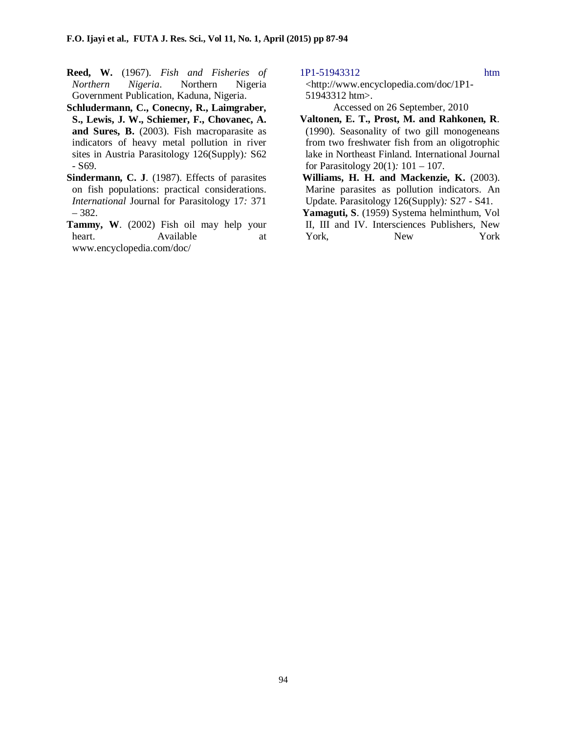**Reed, W.** (1967). *Fish and Fisheries of Northern Nigeria*. Northern Nigeria Government Publication, Kaduna, Nigeria.

**Schludermann, C., Conecny, R., Laimgraber, S., Lewis, J. W., Schiemer, F., Chovanec, A. and Sures, B.** (2003). Fish macroparasite as indicators of heavy metal pollution in river sites in Austria Parasitology 126(Supply)*:* S62 - S69.

**Sindermann, C. J**. (1987). Effects of parasites on fish populations: practical considerations. *International* Journal for Parasitology 17*:* 371 – 382.

**Tammy, W**. (2002) Fish oil may help your heart. Available at www.encyclopedia.com/doc/ 1P1-51943312 htm <http://www.encyclopedia.com/doc/1P1-51943312 htm>.

Accessed on 26 September, 2010

**Valtonen, E. T., Prost, M. and Rahkonen, R**. (1990). Seasonality of two gill monogeneans from two freshwater fish from an oligotrophic lake in Northeast Finland. International Journal for Parasitology 20(1)*:* 101 – 107.

**Williams, H. H. and Mackenzie, K.** (2003). Marine parasites as pollution indicators. An Update. Parasitology 126(Supply)*:* S27 - S41.

**Yamaguti, S**. (1959) Systema helminthum, Vol II, III and IV. Intersciences Publishers, New York, New York